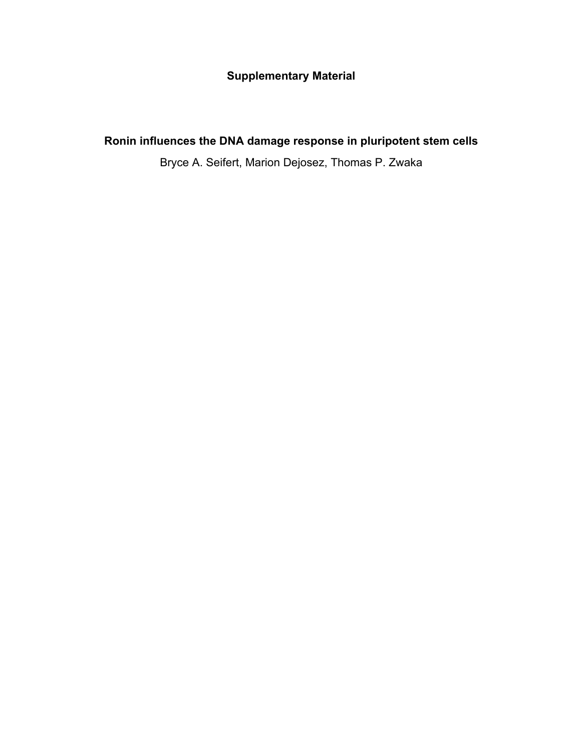# Supplementary Material

## Ronin influences the DNA damage response in pluripotent stem cells

Bryce A. Seifert, Marion Dejosez, Thomas P. Zwaka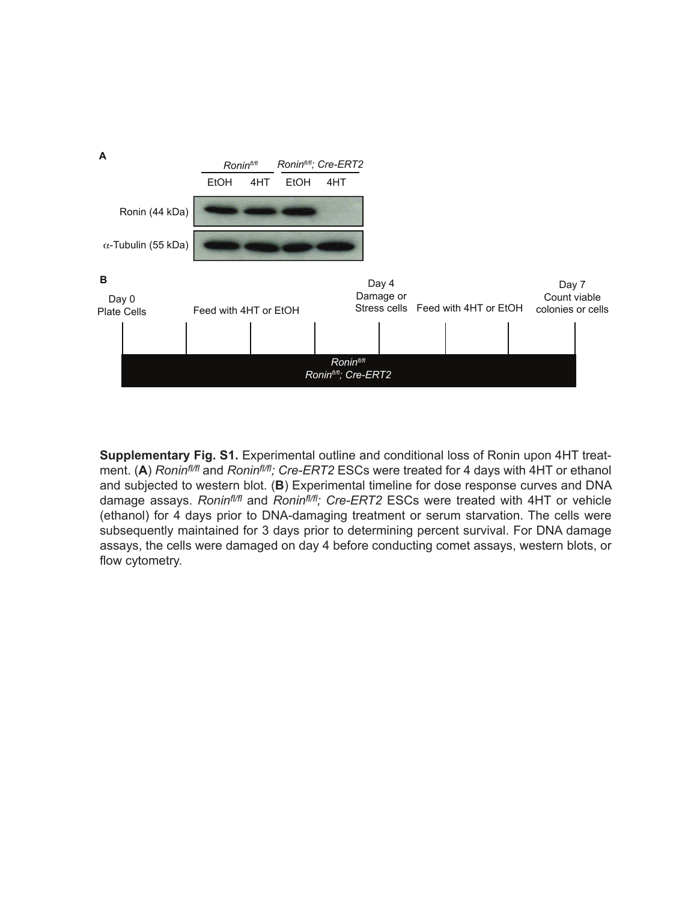**Supplementary Fig. S1.** Experimental outline and conditional loss of Ronin upon 4HT treatment. (**A**) *Ronin$^{fl/fl}$* and *Ronin$^{fl/fl}$; Cre-ERT2* ESCs were treated for 4 days with 4HT or ethanol and subjected to western blot. (**B**) Experimental timeline for dose response curves and DNA damage assays. *Ronin$^{fl/fl}$* and *Ronin$^{fl/fl}$; Cre-ERT2* ESCs were treated with 4HT or vehicle (ethanol) for 4 days prior to DNA-damaging treatment or serum starvation. The cells were subsequently maintained for 3 days prior to determining percent survival. For DNA damage assays, the cells were damaged on day 4 before conducting comet assays, western blots, or flow cytometry.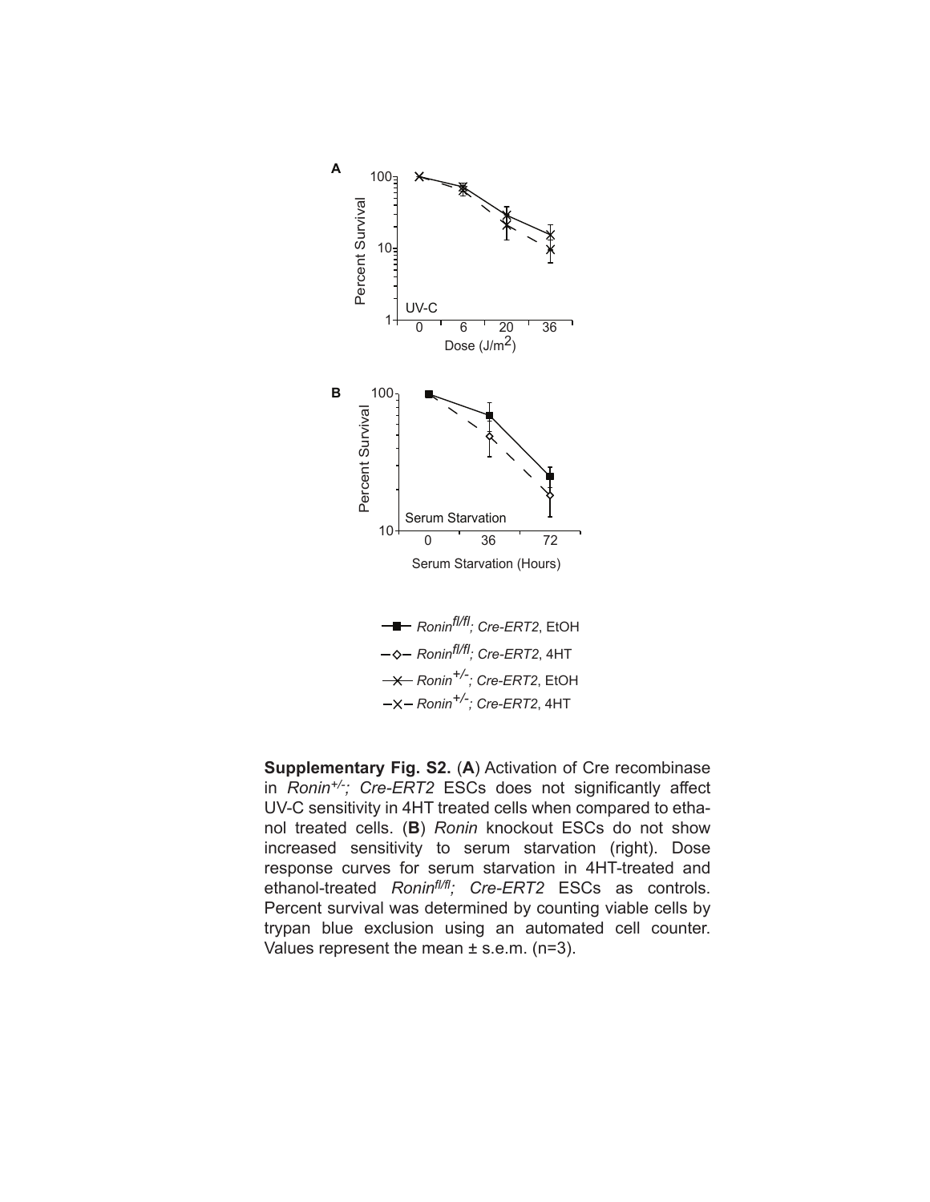**Supplementary Fig. S2.** (**A**) Activation of Cre recombinase in *Ronin$^{+/-}$; Cre-ERT2* ESCs does not significantly affect UV-C sensitivity in 4HT treated cells when compared to ethanol treated cells. (**B**) *Ronin* knockout ESCs do not show increased sensitivity to serum starvation (right). Dose response curves for serum starvation in 4HT-treated and ethanol-treated *Ronin$^{fl/fl}$; Cre-ERT2* ESCs as controls. Percent survival was determined by counting viable cells by trypan blue exclusion using an automated cell counter. Values represent the mean ± s.e.m. (n=3).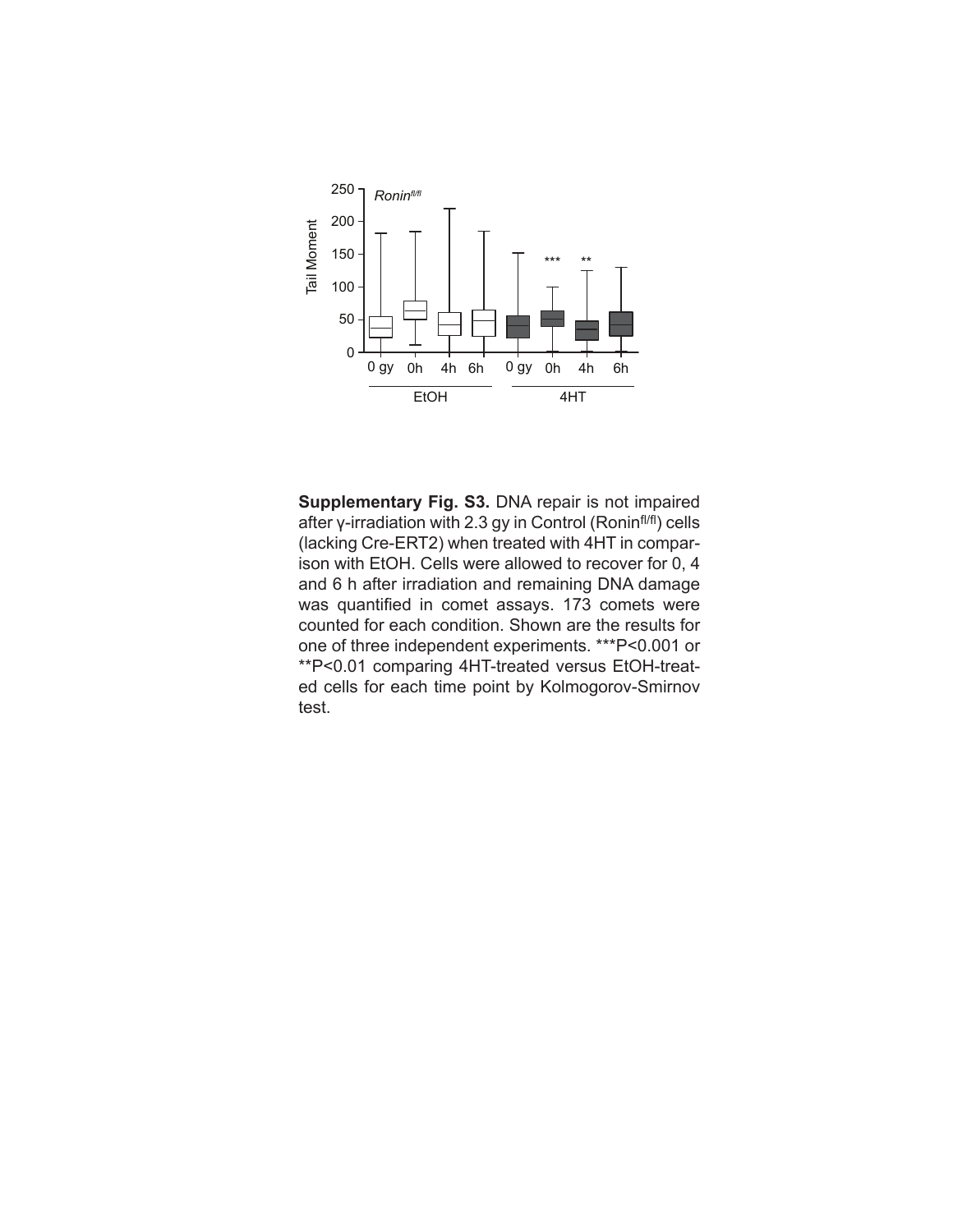**Supplementary Fig. S3.** DNA repair is not impaired after γ-irradiation with 2.3 gy in Control (Ronin$^{fl/fl}$) cells (lacking Cre-ERT2) when treated with 4HT in comparison with EtOH. Cells were allowed to recover for 0, 4 and 6 h after irradiation and remaining DNA damage was quantified in comet assays. 173 comets were counted for each condition. Shown are the results for one of three independent experiments. ***P<0.001 or **P<0.01 comparing 4HT-treated versus EtOH-treated cells for each time point by Kolmogorov-Smirnov test.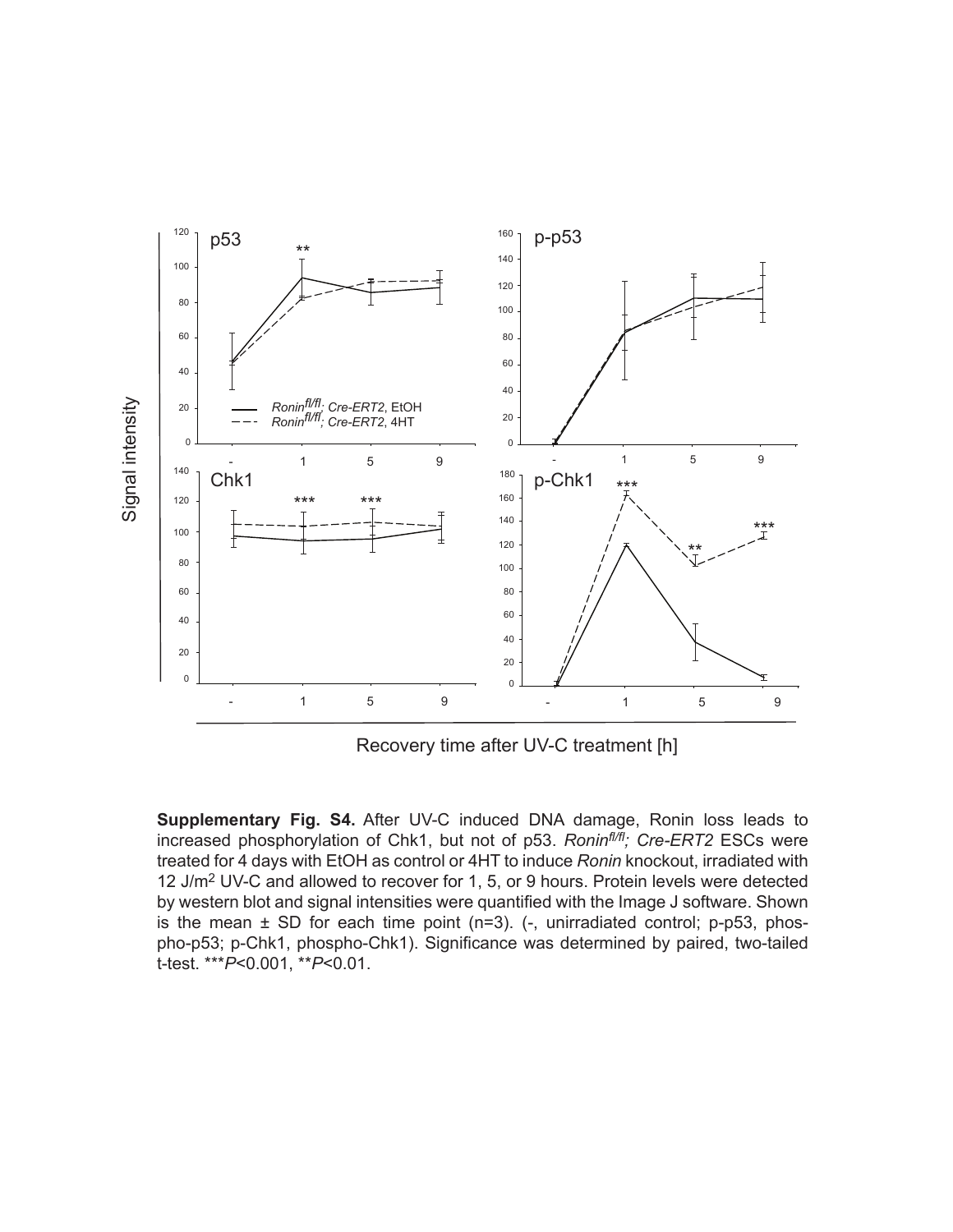**Supplementary Fig. S4.** After UV-C induced DNA damage, Ronin loss leads to increased phosphorylation of Chk1, but not of p53. *Ronin$^{fl/fl}$; Cre-ERT2* ESCs were treated for 4 days with EtOH as control or 4HT to induce *Ronin* knockout, irradiated with 12 J/m$^2$ UV-C and allowed to recover for 1, 5, or 9 hours. Protein levels were detected by western blot and signal intensities were quantified with the Image J software. Shown is the mean ± SD for each time point (n=3). (-, unirradiated control; p-p53, phospho-p53; p-Chk1, phospho-Chk1). Significance was determined by paired, two-tailed t-test. \*\*\**P*<0.001, \*\**P*<0.01.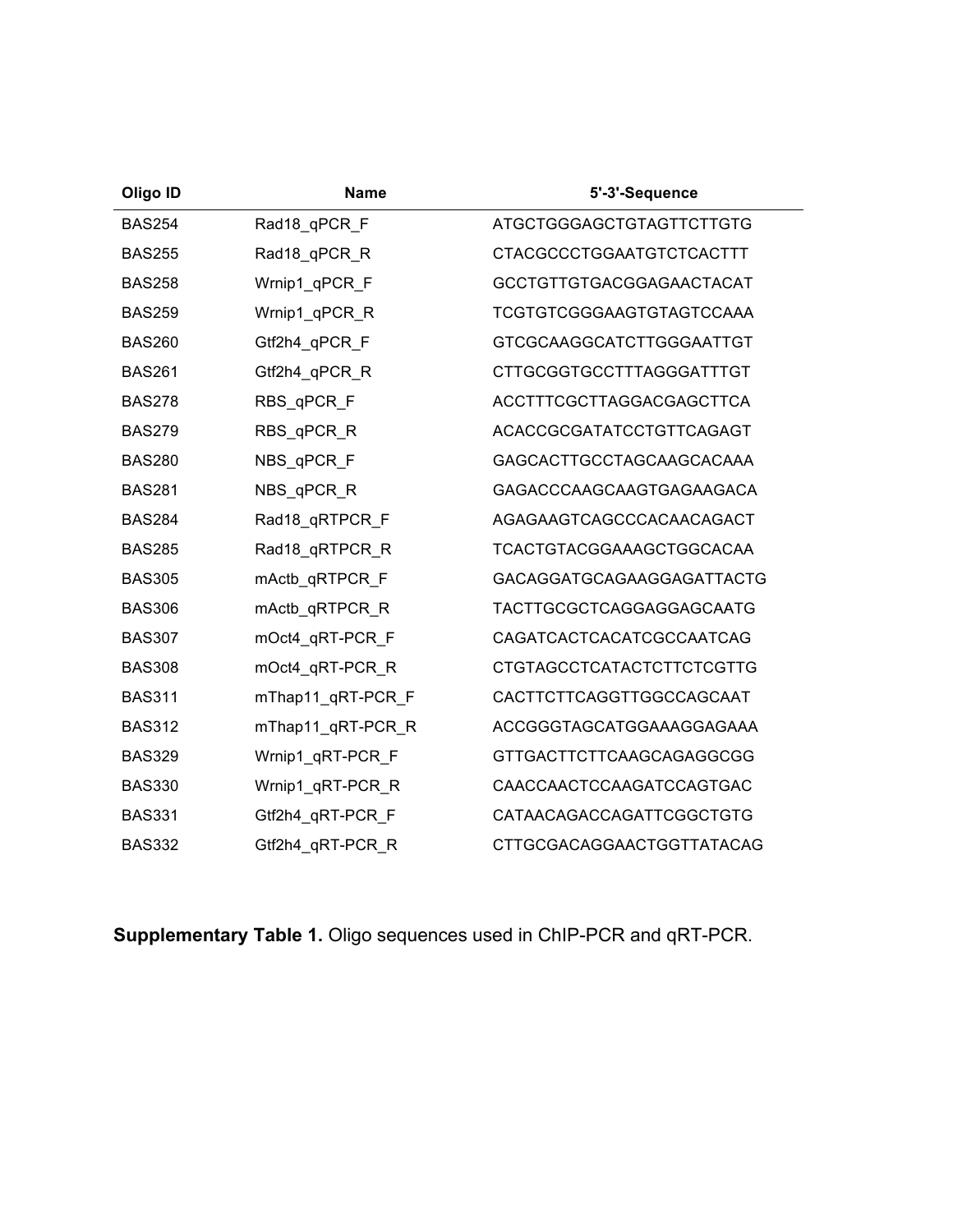| Oligo ID | Name | 5'-3'-Sequence |
| --- | --- | --- |
| BAS254 | Rad18_qPCR_F | ATGCTGGGAGCTGTAGTTCTTGTG |
| BAS255 | Rad18_qPCR_R | CTACGCCCTGGAATGTCTCACTTT |
| BAS258 | Wrnip1_qPCR_F | GCCTGTTGTGACGGAGAACTACAT |
| BAS259 | Wrnip1_qPCR_R | TCGTGTCGGGAAGTGTAGTCCAAA |
| BAS260 | Gtf2h4_qPCR_F | GTCGCAAGGCATCTTGGGAATTGT |
| BAS261 | Gtf2h4_qPCR_R | CTTGCGGTGCCTTTAGGGATTTGT |
| BAS278 | RBS_qPCR_F | ACCTTTCGCTTAGGACGAGCTTCA |
| BAS279 | RBS_qPCR_R | ACACCGCGATATCCTGTTCAGAGT |
| BAS280 | NBS_qPCR_F | GAGCACTTGCCTAGCAAGCACAAA |
| BAS281 | NBS_qPCR_R | GAGACCCAAGCAAGTGAGAAGACA |
| BAS284 | Rad18_qRTPCR_F | AGAGAAGTCAGCCCACAACAGACT |
| BAS285 | Rad18_qRTPCR_R | TCACTGTACGGAAAGCTGGCACAA |
| BAS305 | mActb_qRTPCR_F | GACAGGATGCAGAAGGAGATTACTG |
| BAS306 | mActb_qRTPCR_R | TACTTGCGCTCAGGAGGAGCAATG |
| BAS307 | mOct4_qRT-PCR_F | CAGATCACTCACATCGCCAATCAG |
| BAS308 | mOct4_qRT-PCR_R | CTGTAGCCTCATACTCTTCTCGTTG |
| BAS311 | mThap11_qRT-PCR_F | CACTTCTTCAGGTTGGCCAGCAAT |
| BAS312 | mThap11_qRT-PCR_R | ACCGGGTAGCATGGAAAGGAGAAA |
| BAS329 | Wrnip1_qRT-PCR_F | GTTGACTTCTTCAAGCAGAGGCGG |
| BAS330 | Wrnip1_qRT-PCR_R | CAACCAACTCCAAGATCCAGTGAC |
| BAS331 | Gtf2h4_qRT-PCR_F | CATAACAGACCAGATTCGGCTGTG |
| BAS332 | Gtf2h4_qRT-PCR_R | CTTGCGACAGGAACTGGTTATACAG |

**Supplementary Table 1.** Oligo sequences used in ChIP-PCR and qRT-PCR.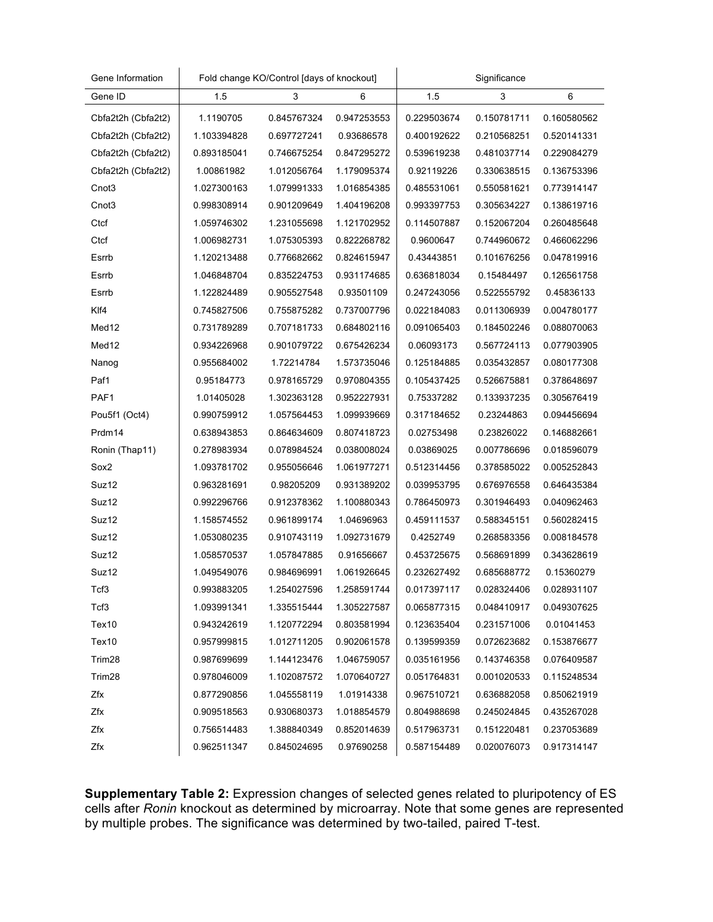| Gene Information | Fold change KO/Control [days of knockout] | | | Significance | | |
|---|---|---|---|---|---|---|
| Gene ID | 1.5 | 3 | 6 | 1.5 | 3 | 6 |
| Cbfa2t2h (Cbfa2t2) | 1.1190705 | 0.845767324 | 0.947253553 | 0.229503674 | 0.150781711 | 0.160580562 |
| Cbfa2t2h (Cbfa2t2) | 1.103394828 | 0.697727241 | 0.93686578 | 0.400192622 | 0.210568251 | 0.520141331 |
| Cbfa2t2h (Cbfa2t2) | 0.893185041 | 0.746675254 | 0.847295272 | 0.539619238 | 0.481037714 | 0.229084279 |
| Cbfa2t2h (Cbfa2t2) | 1.00861982 | 1.012056764 | 1.179095374 | 0.92119226 | 0.330638515 | 0.136753396 |
| Cnot3 | 1.027300163 | 1.079991333 | 1.016854385 | 0.485531061 | 0.550581621 | 0.773914147 |
| Cnot3 | 0.998308914 | 0.901209649 | 1.404196208 | 0.993397753 | 0.305634227 | 0.138619716 |
| Ctcf | 1.059746302 | 1.231055698 | 1.121702952 | 0.114507887 | 0.152067204 | 0.260485648 |
| Ctcf | 1.006982731 | 1.075305393 | 0.822268782 | 0.9600647 | 0.744960672 | 0.466062296 |
| Esrrb | 1.120213488 | 0.776682662 | 0.824615947 | 0.43443851 | 0.101676256 | 0.047819916 |
| Esrrb | 1.046848704 | 0.835224753 | 0.931174685 | 0.636818034 | 0.15484497 | 0.126561758 |
| Esrrb | 1.122824489 | 0.905527548 | 0.93501109 | 0.247243056 | 0.522555792 | 0.45836133 |
| Klf4 | 0.745827506 | 0.755875282 | 0.737007796 | 0.022184083 | 0.011306939 | 0.004780177 |
| Med12 | 0.731789289 | 0.707181733 | 0.684802116 | 0.091065403 | 0.184502246 | 0.088070063 |
| Med12 | 0.934226968 | 0.901079722 | 0.675426234 | 0.06093173 | 0.567724113 | 0.077903905 |
| Nanog | 0.955684002 | 1.72214784 | 1.573735046 | 0.125184885 | 0.035432857 | 0.080177308 |
| Paf1 | 0.95184773 | 0.978165729 | 0.970804355 | 0.105437425 | 0.526675881 | 0.378648697 |
| PAF1 | 1.01405028 | 1.302363128 | 0.952227931 | 0.75337282 | 0.133937235 | 0.305676419 |
| Pou5f1 (Oct4) | 0.990759912 | 1.057564453 | 1.099939669 | 0.317184652 | 0.23244863 | 0.094456694 |
| Prdm14 | 0.638943853 | 0.864634609 | 0.807418723 | 0.02753498 | 0.23826022 | 0.146882661 |
| Ronin (Thap11) | 0.278983934 | 0.078984524 | 0.038008024 | 0.03869025 | 0.007786696 | 0.018596079 |
| Sox2 | 1.093781702 | 0.955056646 | 1.061977271 | 0.512314456 | 0.378585022 | 0.005252843 |
| Suz12 | 0.963281691 | 0.98205209 | 0.931389202 | 0.039953795 | 0.676976558 | 0.646435384 |
| Suz12 | 0.992296766 | 0.912378362 | 1.100880343 | 0.786450973 | 0.301946493 | 0.040962463 |
| Suz12 | 1.158574552 | 0.961899174 | 1.04696963 | 0.459111537 | 0.588345151 | 0.560282415 |
| Suz12 | 1.053080235 | 0.910743119 | 1.092731679 | 0.4252749 | 0.268583356 | 0.008184578 |
| Suz12 | 1.058570537 | 1.057847885 | 0.91656667 | 0.453725675 | 0.568691899 | 0.343628619 |
| Suz12 | 1.049549076 | 0.984696991 | 1.061926645 | 0.232627492 | 0.685688772 | 0.15360279 |
| Tcf3 | 0.993883205 | 1.254027596 | 1.258591744 | 0.017397117 | 0.028324406 | 0.028931107 |
| Tcf3 | 1.093991341 | 1.335515444 | 1.305227587 | 0.065877315 | 0.048410917 | 0.049307625 |
| Tex10 | 0.943242619 | 1.120772294 | 0.803581994 | 0.123635404 | 0.231571006 | 0.01041453 |
| Tex10 | 0.957999815 | 1.012711205 | 0.902061578 | 0.139599359 | 0.072623682 | 0.153876677 |
| Trim28 | 0.987699699 | 1.144123476 | 1.046759057 | 0.035161956 | 0.143746358 | 0.076409587 |
| Trim28 | 0.978046009 | 1.102087572 | 1.070640727 | 0.051764831 | 0.001020533 | 0.115248534 |
| Zfx | 0.877290856 | 1.045558119 | 1.01914338 | 0.967510721 | 0.636882058 | 0.850621919 |
| Zfx | 0.909518563 | 0.930680373 | 1.018854579 | 0.804988698 | 0.245024845 | 0.435267028 |
| Zfx | 0.756514483 | 1.388840349 | 0.852014639 | 0.517963731 | 0.151220481 | 0.237053689 |
| Zfx | 0.962511347 | 0.845024695 | 0.97690258 | 0.587154489 | 0.020076073 | 0.917314147 |

**Supplementary Table 2:** Expression changes of selected genes related to pluripotency of ES cells after *Ronin* knockout as determined by microarray. Note that some genes are represented by multiple probes. The significance was determined by two-tailed, paired T-test.